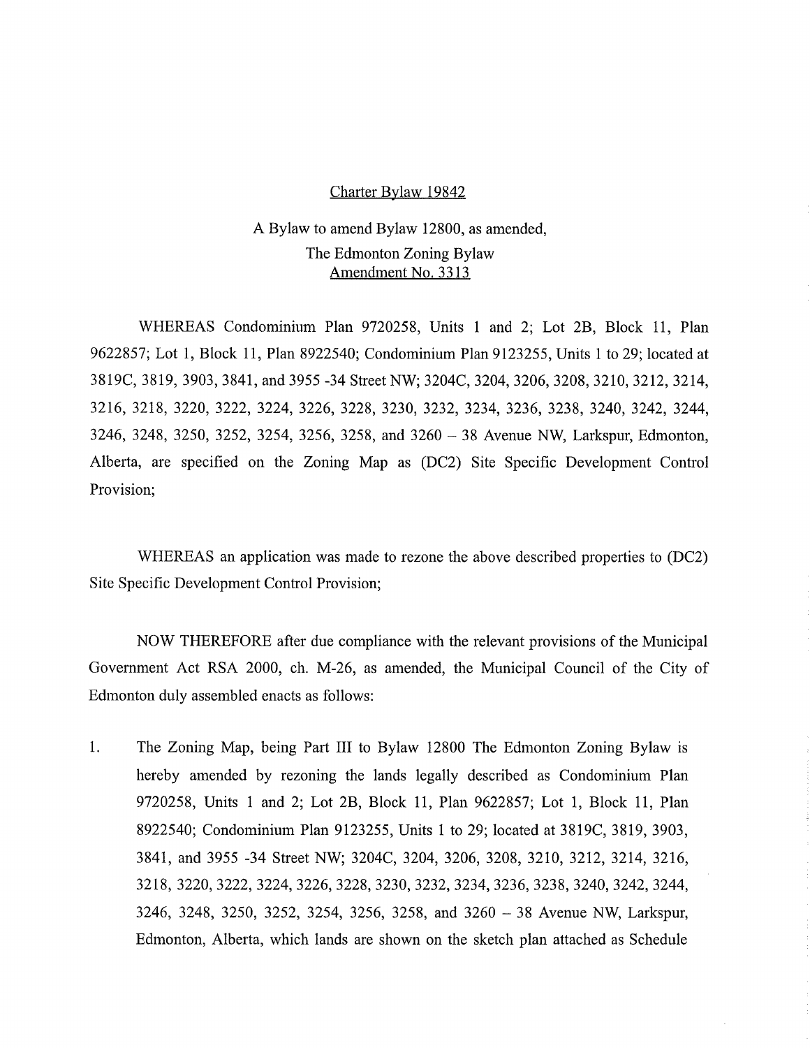Charter Bylaw 19842

A Bylaw to amend Bylaw 12800, as amended,
The Edmonton Zoning Bylaw
Amendment No. 3313

WHEREAS Condominium Plan 9720258, Units 1 and 2; Lot 2B, Block 11, Plan 9622857; Lot 1, Block 11, Plan 8922540; Condominium Plan 9123255, Units 1 to 29; located at 3819C, 3819, 3903, 3841, and 3955 -34 Street NW; 3204C, 3204, 3206, 3208, 3210, 3212, 3214, 3216, 3218, 3220, 3222, 3224, 3226, 3228, 3230, 3232, 3234, 3236, 3238, 3240, 3242, 3244, 3246, 3248, 3250, 3252, 3254, 3256, 3258, and 3260 – 38 Avenue NW, Larkspur, Edmonton, Alberta, are specified on the Zoning Map as (DC2) Site Specific Development Control Provision;

WHEREAS an application was made to rezone the above described properties to (DC2) Site Specific Development Control Provision;

NOW THEREFORE after due compliance with the relevant provisions of the Municipal Government Act RSA 2000, ch. M-26, as amended, the Municipal Council of the City of Edmonton duly assembled enacts as follows:

1. The Zoning Map, being Part III to Bylaw 12800 The Edmonton Zoning Bylaw is hereby amended by rezoning the lands legally described as Condominium Plan 9720258, Units 1 and 2; Lot 2B, Block 11, Plan 9622857; Lot 1, Block 11, Plan 8922540; Condominium Plan 9123255, Units 1 to 29; located at 3819C, 3819, 3903, 3841, and 3955 -34 Street NW; 3204C, 3204, 3206, 3208, 3210, 3212, 3214, 3216, 3218, 3220, 3222, 3224, 3226, 3228, 3230, 3232, 3234, 3236, 3238, 3240, 3242, 3244, 3246, 3248, 3250, 3252, 3254, 3256, 3258, and 3260 – 38 Avenue NW, Larkspur, Edmonton, Alberta, which lands are shown on the sketch plan attached as Schedule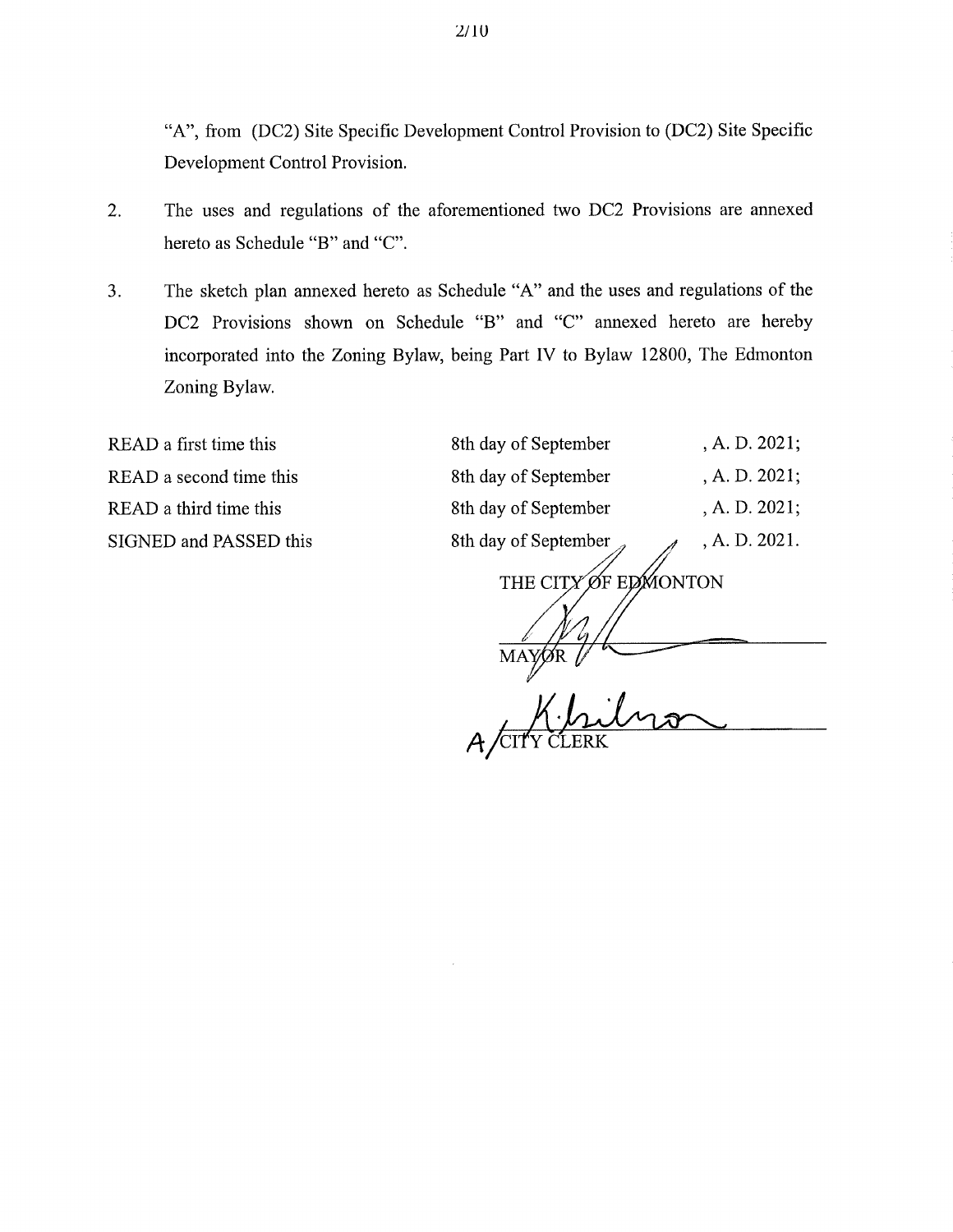"A", from (DC2) Site Specific Development Control Provision to (DC2) Site Specific Development Control Provision.

2. The uses and regulations of the aforementioned two DC2 Provisions are annexed hereto as Schedule "B" and "C".

3. The sketch plan annexed hereto as Schedule "A" and the uses and regulations of the DC2 Provisions shown on Schedule "B" and "C" annexed hereto are hereby incorporated into the Zoning Bylaw, being Part IV to Bylaw 12800, The Edmonton Zoning Bylaw.

| | | |
|---|---|---|
| READ a first time this | 8th day of September | , A. D. 2021; |
| READ a second time this | 8th day of September | , A. D. 2021; |
| READ a third time this | 8th day of September | , A. D. 2021; |
| SIGNED and PASSED this | 8th day of September | , A. D. 2021. |

THE CITY OF EDMONTON

MAYOR

A/CITY CLERK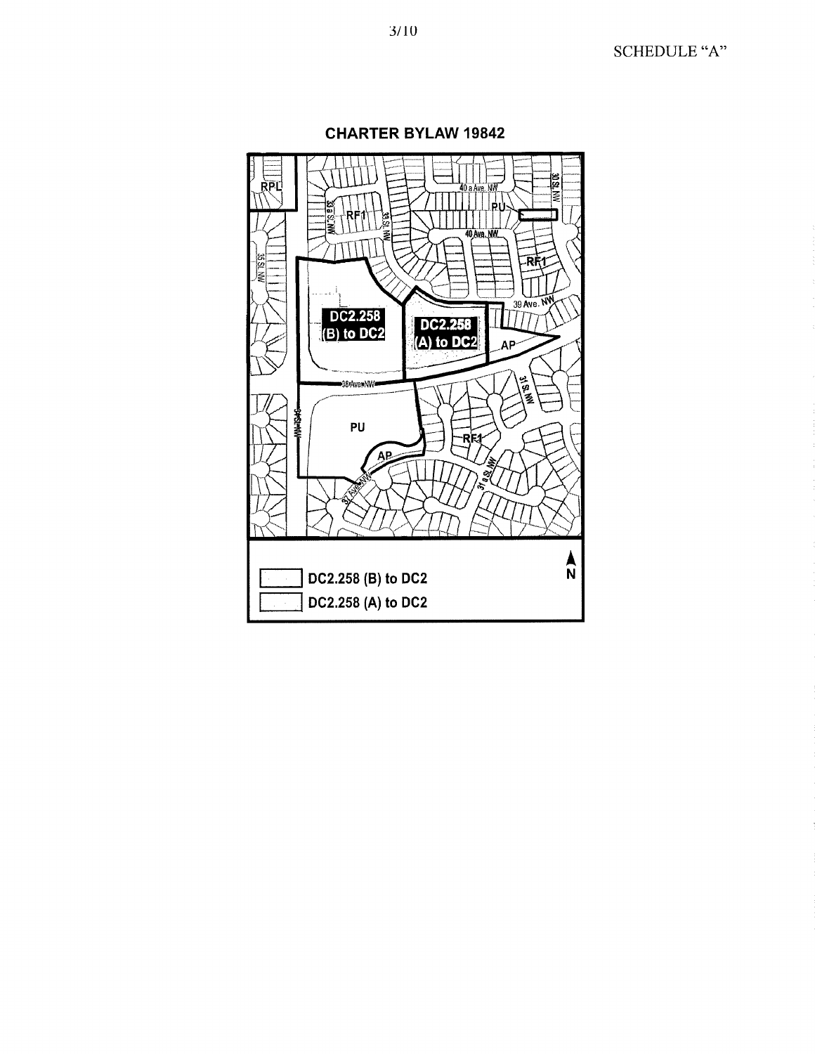SCHEDULE "A"

## CHARTER BYLAW 19842

RPL

RF1

PU

40 a Ave. NW

40 Ave. NW

33 a St. NW

33 St. NW

30 St. NW

35 St. NW

RF1

39 Ave. NW

DC2.258 (B) to DC2

DC2.258 (A) to DC2

AP

38 Ave. NW

31 St. NW

34 St. NW

PU

RF1

AP

31 a St. NW

37 Ave. NW

DC2.258 (B) to DC2

DC2.258 (A) to DC2

N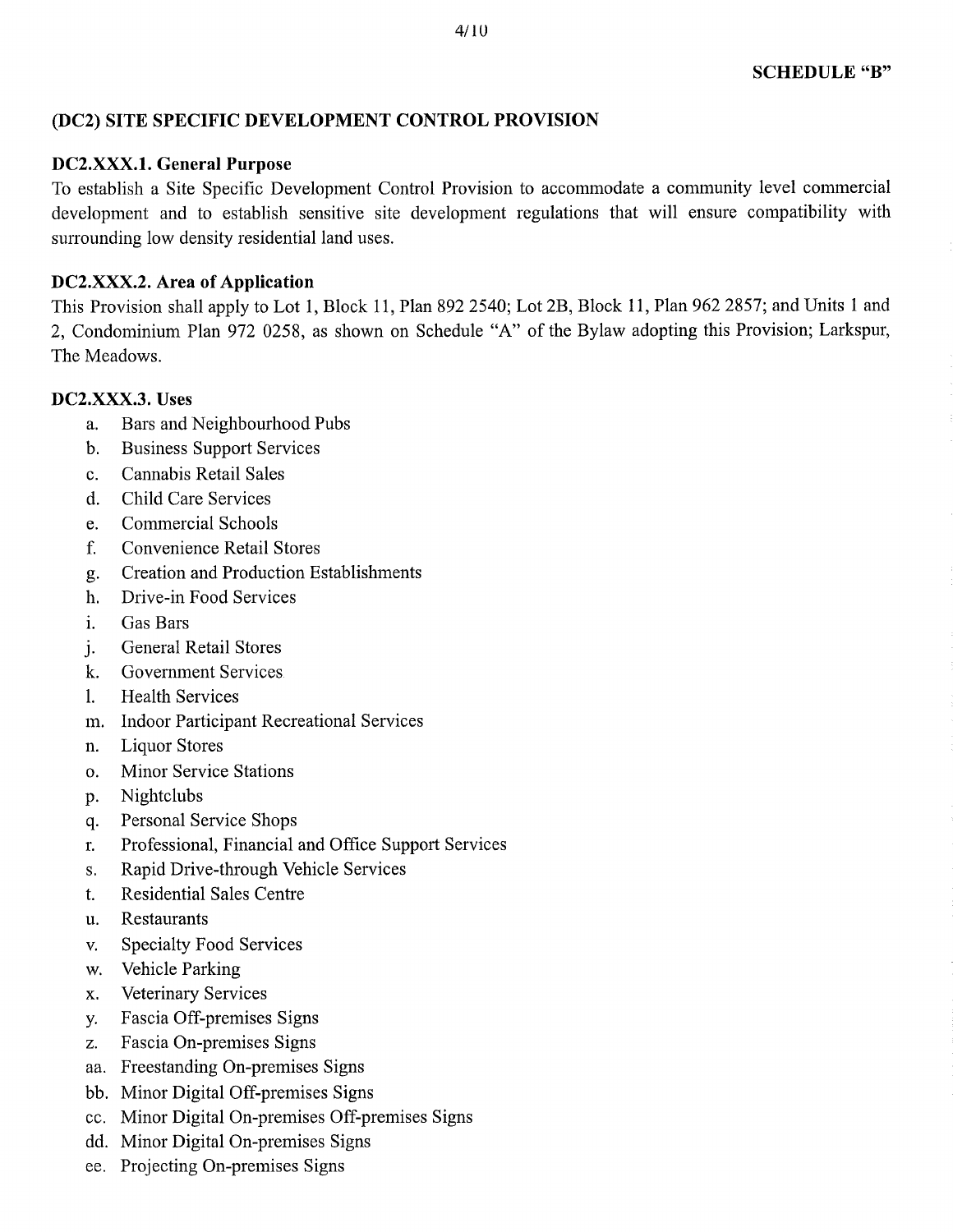**SCHEDULE "B"**

## (DC2) SITE SPECIFIC DEVELOPMENT CONTROL PROVISION

### DC2.XXX.1. General Purpose

To establish a Site Specific Development Control Provision to accommodate a community level commercial development and to establish sensitive site development regulations that will ensure compatibility with surrounding low density residential land uses.

### DC2.XXX.2. Area of Application

This Provision shall apply to Lot 1, Block 11, Plan 892 2540; Lot 2B, Block 11, Plan 962 2857; and Units 1 and 2, Condominium Plan 972 0258, as shown on Schedule "A" of the Bylaw adopting this Provision; Larkspur, The Meadows.

### DC2.XXX.3. Uses

a. Bars and Neighbourhood Pubs
b. Business Support Services
c. Cannabis Retail Sales
d. Child Care Services
e. Commercial Schools
f. Convenience Retail Stores
g. Creation and Production Establishments
h. Drive-in Food Services
i. Gas Bars
j. General Retail Stores
k. Government Services
l. Health Services
m. Indoor Participant Recreational Services
n. Liquor Stores
o. Minor Service Stations
p. Nightclubs
q. Personal Service Shops
r. Professional, Financial and Office Support Services
s. Rapid Drive-through Vehicle Services
t. Residential Sales Centre
u. Restaurants
v. Specialty Food Services
w. Vehicle Parking
x. Veterinary Services
y. Fascia Off-premises Signs
z. Fascia On-premises Signs
aa. Freestanding On-premises Signs
bb. Minor Digital Off-premises Signs
cc. Minor Digital On-premises Off-premises Signs
dd. Minor Digital On-premises Signs
ee. Projecting On-premises Signs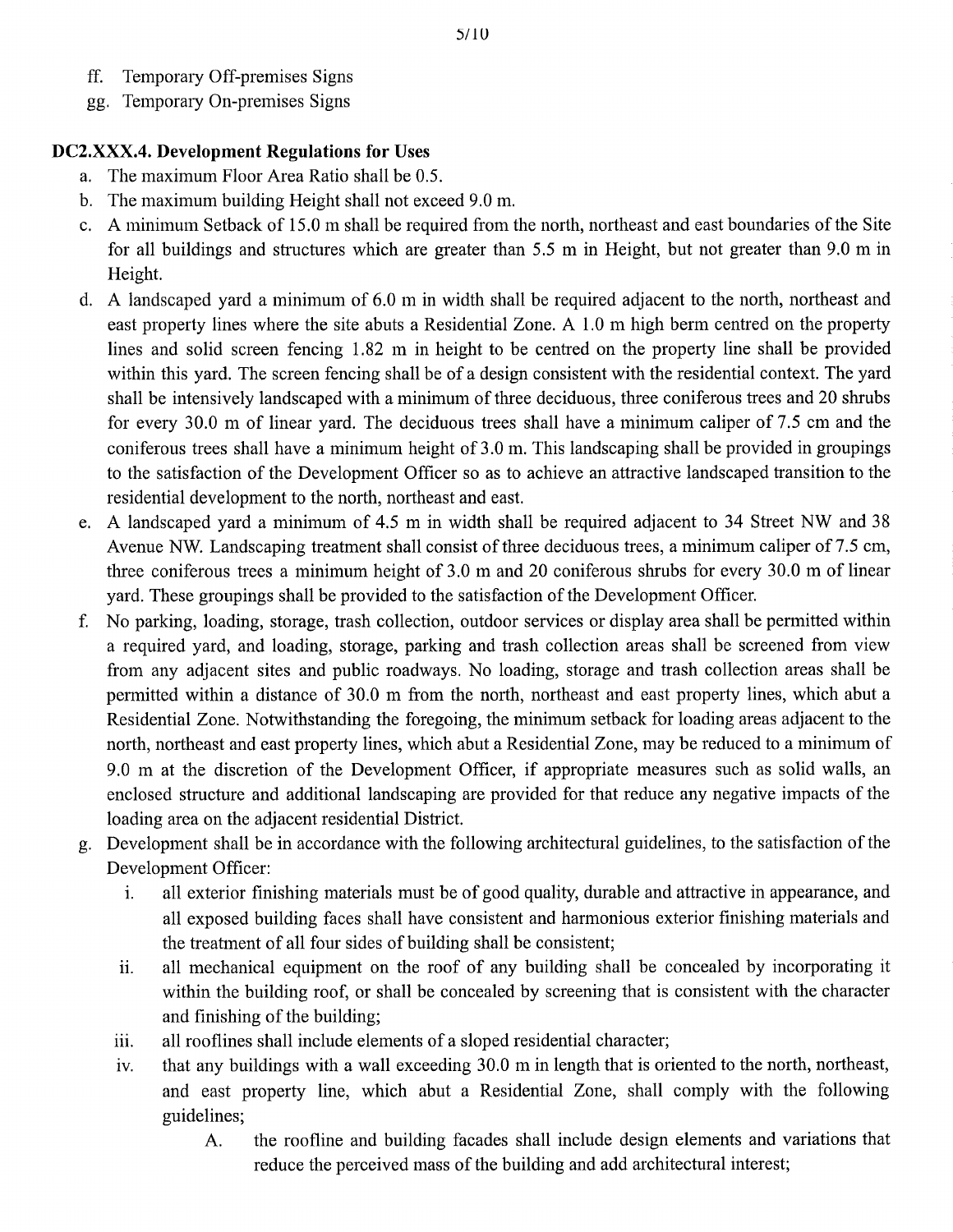ff. Temporary Off-premises Signs

gg. Temporary On-premises Signs

**DC2.XXX.4. Development Regulations for Uses**

a. The maximum Floor Area Ratio shall be 0.5.

b. The maximum building Height shall not exceed 9.0 m.

c. A minimum Setback of 15.0 m shall be required from the north, northeast and east boundaries of the Site for all buildings and structures which are greater than 5.5 m in Height, but not greater than 9.0 m in Height.

d. A landscaped yard a minimum of 6.0 m in width shall be required adjacent to the north, northeast and east property lines where the site abuts a Residential Zone. A 1.0 m high berm centred on the property lines and solid screen fencing 1.82 m in height to be centred on the property line shall be provided within this yard. The screen fencing shall be of a design consistent with the residential context. The yard shall be intensively landscaped with a minimum of three deciduous, three coniferous trees and 20 shrubs for every 30.0 m of linear yard. The deciduous trees shall have a minimum caliper of 7.5 cm and the coniferous trees shall have a minimum height of 3.0 m. This landscaping shall be provided in groupings to the satisfaction of the Development Officer so as to achieve an attractive landscaped transition to the residential development to the north, northeast and east.

e. A landscaped yard a minimum of 4.5 m in width shall be required adjacent to 34 Street NW and 38 Avenue NW. Landscaping treatment shall consist of three deciduous trees, a minimum caliper of 7.5 cm, three coniferous trees a minimum height of 3.0 m and 20 coniferous shrubs for every 30.0 m of linear yard. These groupings shall be provided to the satisfaction of the Development Officer.

f. No parking, loading, storage, trash collection, outdoor services or display area shall be permitted within a required yard, and loading, storage, parking and trash collection areas shall be screened from view from any adjacent sites and public roadways. No loading, storage and trash collection areas shall be permitted within a distance of 30.0 m from the north, northeast and east property lines, which abut a Residential Zone. Notwithstanding the foregoing, the minimum setback for loading areas adjacent to the north, northeast and east property lines, which abut a Residential Zone, may be reduced to a minimum of 9.0 m at the discretion of the Development Officer, if appropriate measures such as solid walls, an enclosed structure and additional landscaping are provided for that reduce any negative impacts of the loading area on the adjacent residential District.

g. Development shall be in accordance with the following architectural guidelines, to the satisfaction of the Development Officer:

   i. all exterior finishing materials must be of good quality, durable and attractive in appearance, and all exposed building faces shall have consistent and harmonious exterior finishing materials and the treatment of all four sides of building shall be consistent;

   ii. all mechanical equipment on the roof of any building shall be concealed by incorporating it within the building roof, or shall be concealed by screening that is consistent with the character and finishing of the building;

   iii. all rooflines shall include elements of a sloped residential character;

   iv. that any buildings with a wall exceeding 30.0 m in length that is oriented to the north, northeast, and east property line, which abut a Residential Zone, shall comply with the following guidelines;

      A. the roofline and building facades shall include design elements and variations that reduce the perceived mass of the building and add architectural interest;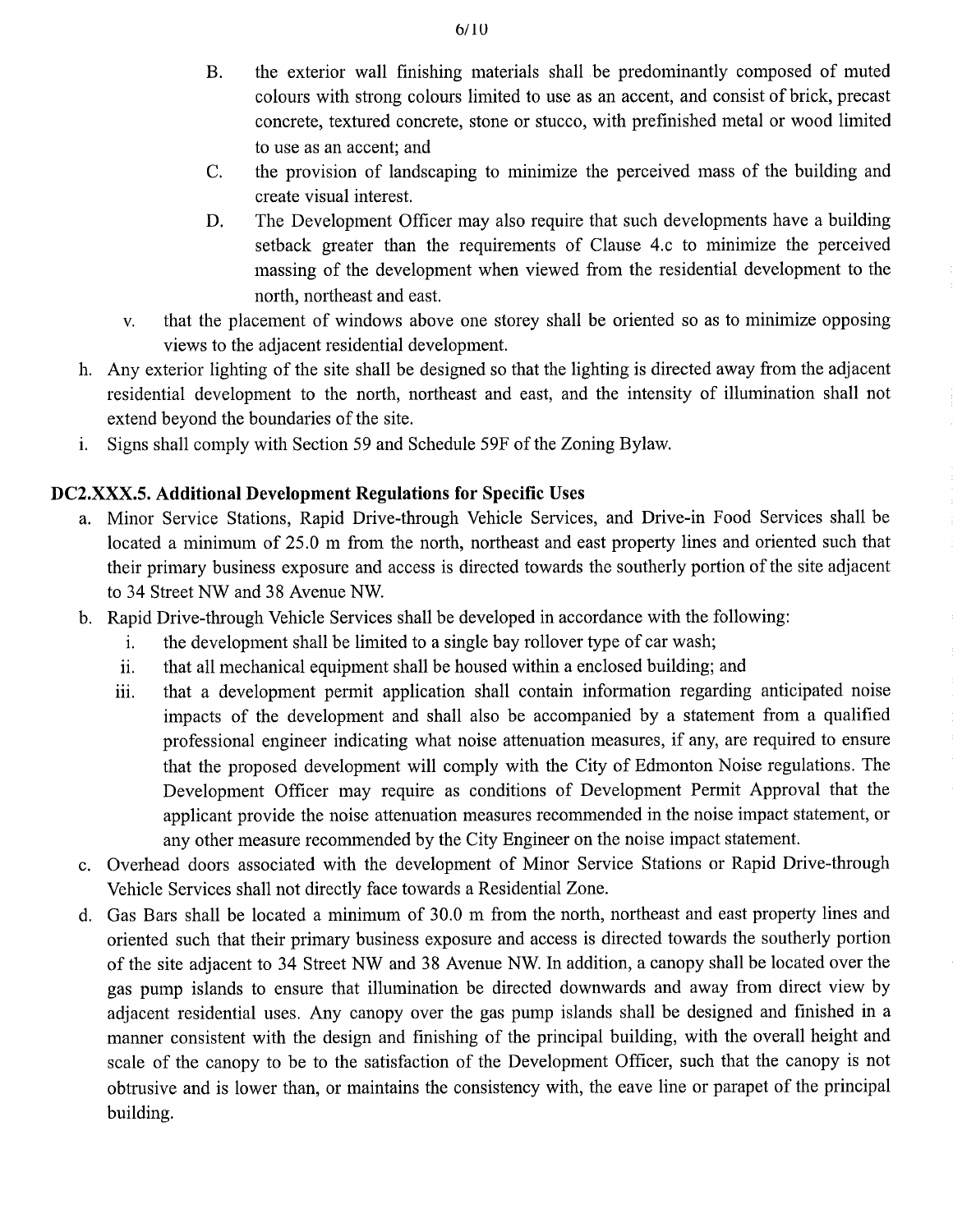B. the exterior wall finishing materials shall be predominantly composed of muted colours with strong colours limited to use as an accent, and consist of brick, precast concrete, textured concrete, stone or stucco, with prefinished metal or wood limited to use as an accent; and

C. the provision of landscaping to minimize the perceived mass of the building and create visual interest.

D. The Development Officer may also require that such developments have a building setback greater than the requirements of Clause 4.c to minimize the perceived massing of the development when viewed from the residential development to the north, northeast and east.

v. that the placement of windows above one storey shall be oriented so as to minimize opposing views to the adjacent residential development.

h. Any exterior lighting of the site shall be designed so that the lighting is directed away from the adjacent residential development to the north, northeast and east, and the intensity of illumination shall not extend beyond the boundaries of the site.

i. Signs shall comply with Section 59 and Schedule 59F of the Zoning Bylaw.

### DC2.XXX.5. Additional Development Regulations for Specific Uses

a. Minor Service Stations, Rapid Drive-through Vehicle Services, and Drive-in Food Services shall be located a minimum of 25.0 m from the north, northeast and east property lines and oriented such that their primary business exposure and access is directed towards the southerly portion of the site adjacent to 34 Street NW and 38 Avenue NW.

b. Rapid Drive-through Vehicle Services shall be developed in accordance with the following:
   - i. the development shall be limited to a single bay rollover type of car wash;
   - ii. that all mechanical equipment shall be housed within a enclosed building; and
   - iii. that a development permit application shall contain information regarding anticipated noise impacts of the development and shall also be accompanied by a statement from a qualified professional engineer indicating what noise attenuation measures, if any, are required to ensure that the proposed development will comply with the City of Edmonton Noise regulations. The Development Officer may require as conditions of Development Permit Approval that the applicant provide the noise attenuation measures recommended in the noise impact statement, or any other measure recommended by the City Engineer on the noise impact statement.

c. Overhead doors associated with the development of Minor Service Stations or Rapid Drive-through Vehicle Services shall not directly face towards a Residential Zone.

d. Gas Bars shall be located a minimum of 30.0 m from the north, northeast and east property lines and oriented such that their primary business exposure and access is directed towards the southerly portion of the site adjacent to 34 Street NW and 38 Avenue NW. In addition, a canopy shall be located over the gas pump islands to ensure that illumination be directed downwards and away from direct view by adjacent residential uses. Any canopy over the gas pump islands shall be designed and finished in a manner consistent with the design and finishing of the principal building, with the overall height and scale of the canopy to be to the satisfaction of the Development Officer, such that the canopy is not obtrusive and is lower than, or maintains the consistency with, the eave line or parapet of the principal building.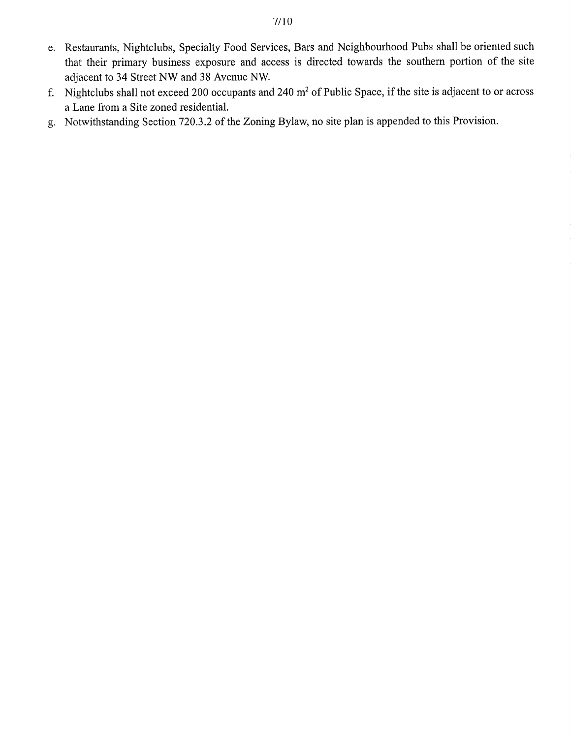e. Restaurants, Nightclubs, Specialty Food Services, Bars and Neighbourhood Pubs shall be oriented such that their primary business exposure and access is directed towards the southern portion of the site adjacent to 34 Street NW and 38 Avenue NW.
f. Nightclubs shall not exceed 200 occupants and 240 $m^2$ of Public Space, if the site is adjacent to or across a Lane from a Site zoned residential.
g. Notwithstanding Section 720.3.2 of the Zoning Bylaw, no site plan is appended to this Provision.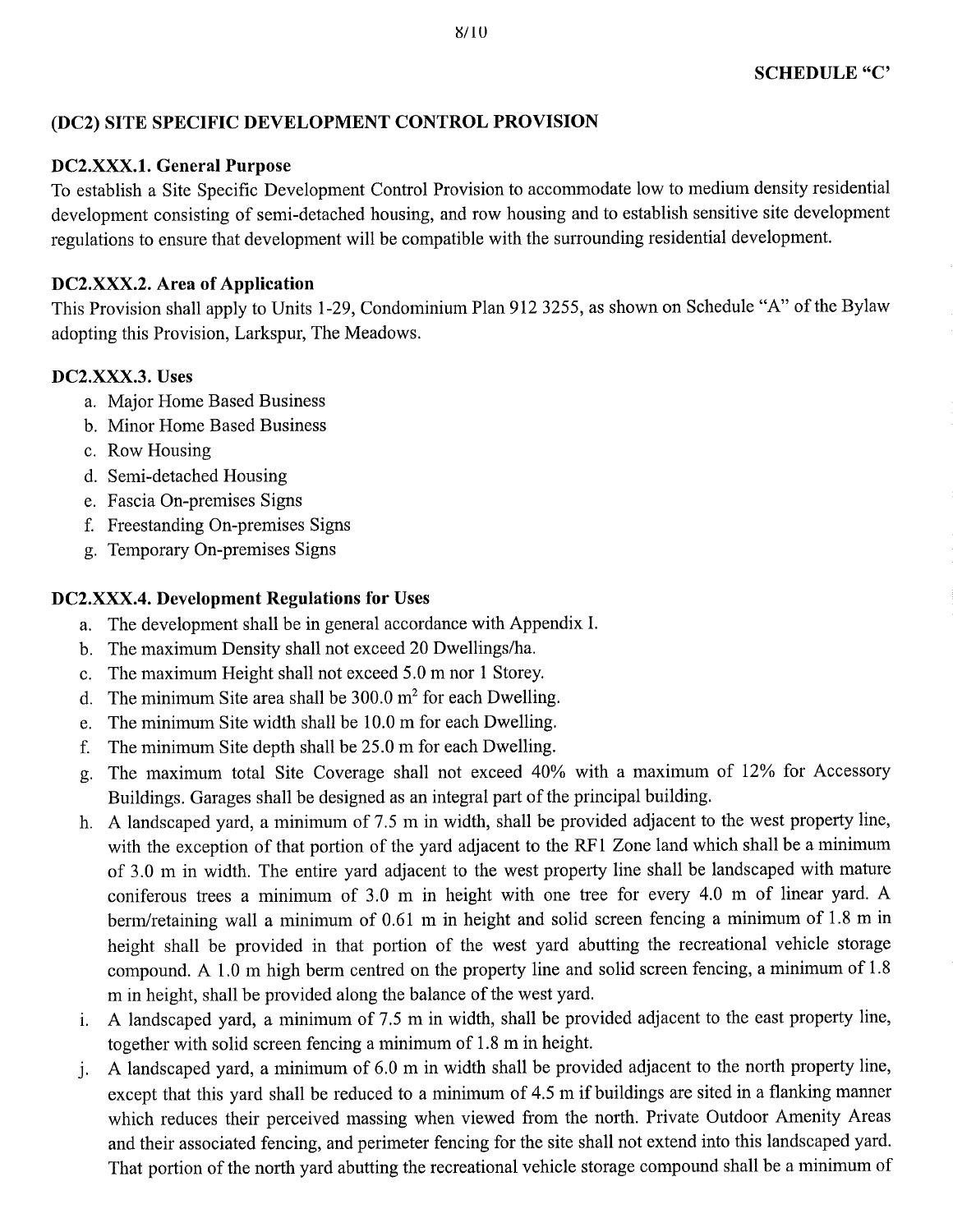**SCHEDULE "C'**

## (DC2) SITE SPECIFIC DEVELOPMENT CONTROL PROVISION

### DC2.XXX.1. General Purpose

To establish a Site Specific Development Control Provision to accommodate low to medium density residential development consisting of semi-detached housing, and row housing and to establish sensitive site development regulations to ensure that development will be compatible with the surrounding residential development.

### DC2.XXX.2. Area of Application

This Provision shall apply to Units 1-29, Condominium Plan 912 3255, as shown on Schedule "A" of the Bylaw adopting this Provision, Larkspur, The Meadows.

### DC2.XXX.3. Uses

a. Major Home Based Business
b. Minor Home Based Business
c. Row Housing
d. Semi-detached Housing
e. Fascia On-premises Signs
f. Freestanding On-premises Signs
g. Temporary On-premises Signs

### DC2.XXX.4. Development Regulations for Uses

a. The development shall be in general accordance with Appendix I.
b. The maximum Density shall not exceed 20 Dwellings/ha.
c. The maximum Height shall not exceed 5.0 m nor 1 Storey.
d. The minimum Site area shall be 300.0 m$^2$ for each Dwelling.
e. The minimum Site width shall be 10.0 m for each Dwelling.
f. The minimum Site depth shall be 25.0 m for each Dwelling.
g. The maximum total Site Coverage shall not exceed 40% with a maximum of 12% for Accessory Buildings. Garages shall be designed as an integral part of the principal building.
h. A landscaped yard, a minimum of 7.5 m in width, shall be provided adjacent to the west property line, with the exception of that portion of the yard adjacent to the RF1 Zone land which shall be a minimum of 3.0 m in width. The entire yard adjacent to the west property line shall be landscaped with mature coniferous trees a minimum of 3.0 m in height with one tree for every 4.0 m of linear yard. A berm/retaining wall a minimum of 0.61 m in height and solid screen fencing a minimum of 1.8 m in height shall be provided in that portion of the west yard abutting the recreational vehicle storage compound. A 1.0 m high berm centred on the property line and solid screen fencing, a minimum of 1.8 m in height, shall be provided along the balance of the west yard.
i. A landscaped yard, a minimum of 7.5 m in width, shall be provided adjacent to the east property line, together with solid screen fencing a minimum of 1.8 m in height.
j. A landscaped yard, a minimum of 6.0 m in width shall be provided adjacent to the north property line, except that this yard shall be reduced to a minimum of 4.5 m if buildings are sited in a flanking manner which reduces their perceived massing when viewed from the north. Private Outdoor Amenity Areas and their associated fencing, and perimeter fencing for the site shall not extend into this landscaped yard. That portion of the north yard abutting the recreational vehicle storage compound shall be a minimum of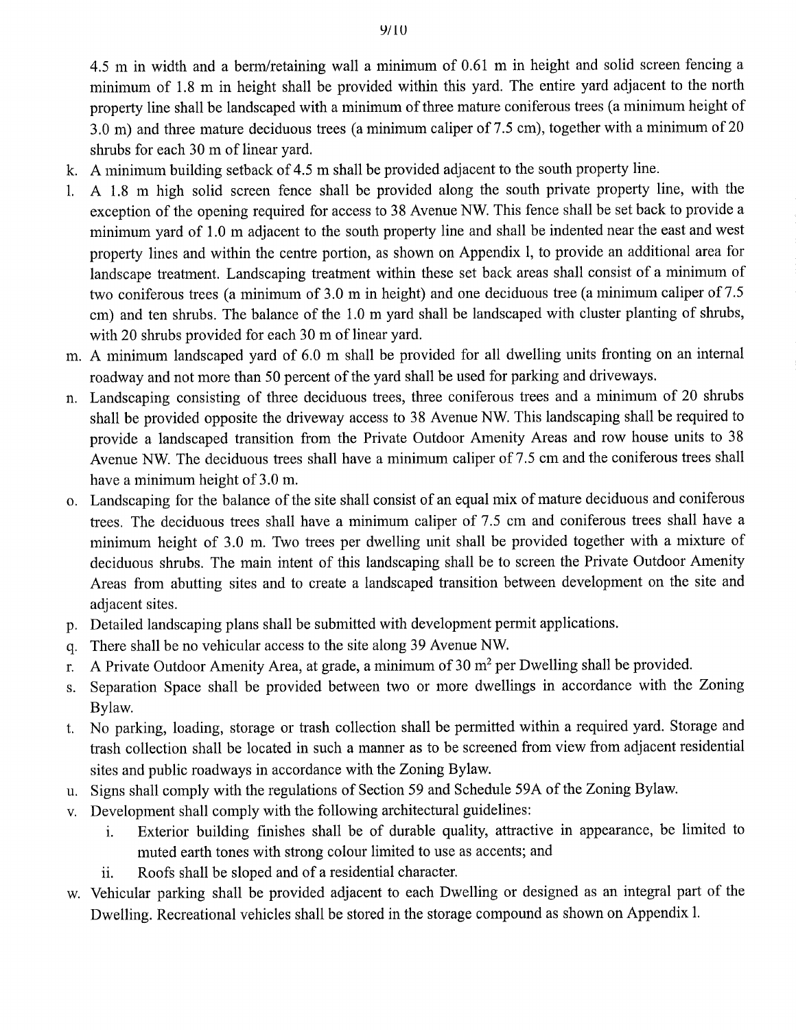4.5 m in width and a berm/retaining wall a minimum of 0.61 m in height and solid screen fencing a minimum of 1.8 m in height shall be provided within this yard. The entire yard adjacent to the north property line shall be landscaped with a minimum of three mature coniferous trees (a minimum height of 3.0 m) and three mature deciduous trees (a minimum caliper of 7.5 cm), together with a minimum of 20 shrubs for each 30 m of linear yard.

k. A minimum building setback of 4.5 m shall be provided adjacent to the south property line.

l. A 1.8 m high solid screen fence shall be provided along the south private property line, with the exception of the opening required for access to 38 Avenue NW. This fence shall be set back to provide a minimum yard of 1.0 m adjacent to the south property line and shall be indented near the east and west property lines and within the centre portion, as shown on Appendix l, to provide an additional area for landscape treatment. Landscaping treatment within these set back areas shall consist of a minimum of two coniferous trees (a minimum of 3.0 m in height) and one deciduous tree (a minimum caliper of 7.5 cm) and ten shrubs. The balance of the 1.0 m yard shall be landscaped with cluster planting of shrubs, with 20 shrubs provided for each 30 m of linear yard.

m. A minimum landscaped yard of 6.0 m shall be provided for all dwelling units fronting on an internal roadway and not more than 50 percent of the yard shall be used for parking and driveways.

n. Landscaping consisting of three deciduous trees, three coniferous trees and a minimum of 20 shrubs shall be provided opposite the driveway access to 38 Avenue NW. This landscaping shall be required to provide a landscaped transition from the Private Outdoor Amenity Areas and row house units to 38 Avenue NW. The deciduous trees shall have a minimum caliper of 7.5 cm and the coniferous trees shall have a minimum height of 3.0 m.

o. Landscaping for the balance of the site shall consist of an equal mix of mature deciduous and coniferous trees. The deciduous trees shall have a minimum caliper of 7.5 cm and coniferous trees shall have a minimum height of 3.0 m. Two trees per dwelling unit shall be provided together with a mixture of deciduous shrubs. The main intent of this landscaping shall be to screen the Private Outdoor Amenity Areas from abutting sites and to create a landscaped transition between development on the site and adjacent sites.

p. Detailed landscaping plans shall be submitted with development permit applications.

q. There shall be no vehicular access to the site along 39 Avenue NW.

r. A Private Outdoor Amenity Area, at grade, a minimum of 30 m$^2$ per Dwelling shall be provided.

s. Separation Space shall be provided between two or more dwellings in accordance with the Zoning Bylaw.

t. No parking, loading, storage or trash collection shall be permitted within a required yard. Storage and trash collection shall be located in such a manner as to be screened from view from adjacent residential sites and public roadways in accordance with the Zoning Bylaw.

u. Signs shall comply with the regulations of Section 59 and Schedule 59A of the Zoning Bylaw.

v. Development shall comply with the following architectural guidelines:
   i. Exterior building finishes shall be of durable quality, attractive in appearance, be limited to muted earth tones with strong colour limited to use as accents; and
   ii. Roofs shall be sloped and of a residential character.

w. Vehicular parking shall be provided adjacent to each Dwelling or designed as an integral part of the Dwelling. Recreational vehicles shall be stored in the storage compound as shown on Appendix l.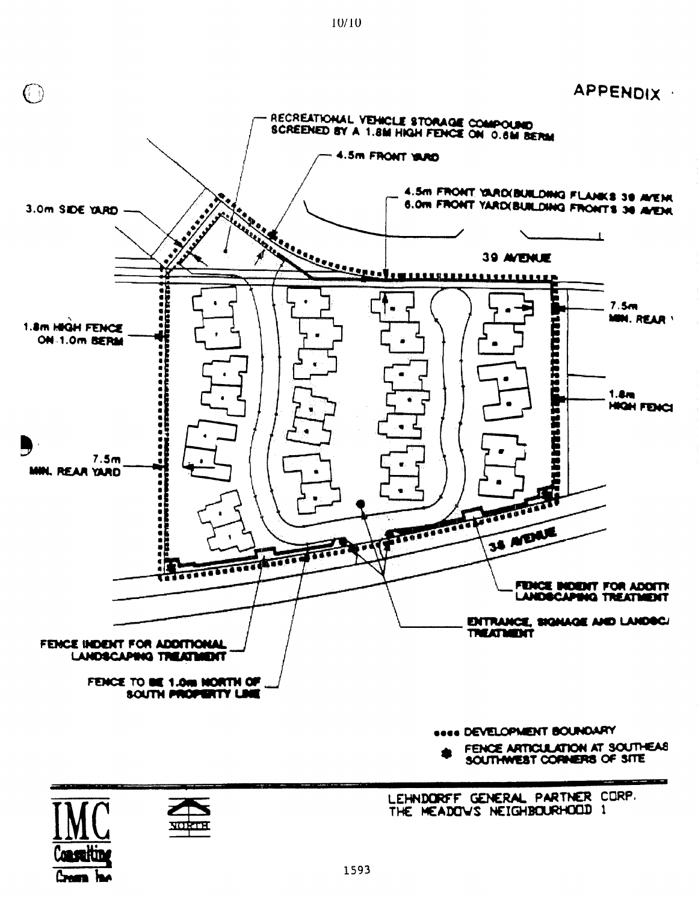APPENDIX

RECREATIONAL VEHICLE STORAGE COMPOUND SCREENED BY A 1.8M HIGH FENCE ON 0.6M BERM

4.5m FRONT YARD

4.5m FRONT YARD(BUILDING FLANKS 39 AVENU

6.0m FRONT YARD(BUILDING FRONTS 39 AVENU

3.0m SIDE YARD

39 AVENUE

7.5m MIN. REAR Y

1.8m HIGH FENCE ON 1.0m BERM

1.8m HIGH FENC

7.5m MIN. REAR YARD

38 AVENUE

FENCE INDENT FOR ADDITI LANDSCAPING TREATMENT

ENTRANCE, SIGNAGE AND LANDSC/ TREATMENT

FENCE INDENT FOR ADDITIONAL LANDSCAPING TREATMENT

FENCE TO BE 1.0m NORTH OF SOUTH PROPERTY LINE

•••• DEVELOPMENT BOUNDARY

✱ FENCE ARTICULATION AT SOUTHEAS SOUTHWEST CORNERS OF SITE

IMC Consulting Group Inc

NORTH

LEHNDORFF GENERAL PARTNER CORP.
THE MEADOWS NEIGHBOURHOOD 1

1593